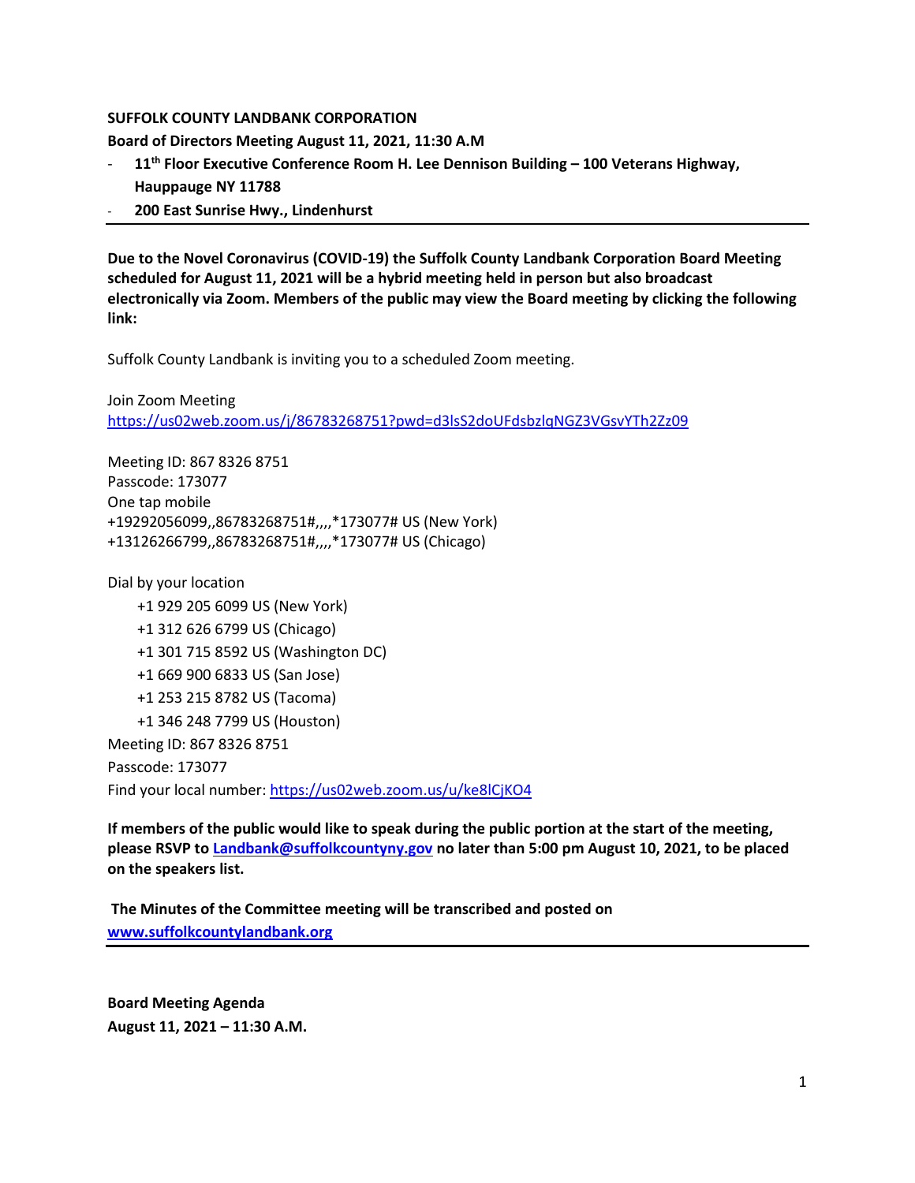**SUFFOLK COUNTY LANDBANK CORPORATION**

**Board of Directors Meeting August 11, 2021, 11:30 A.M**

- **11th Floor Executive Conference Room H. Lee Dennison Building – 100 Veterans Highway, Hauppauge NY 11788**
- **200 East Sunrise Hwy., Lindenhurst**

---

**Due to the Novel Coronavirus (COVID-19) the Suffolk County Landbank Corporation Board Meeting scheduled for August 11, 2021 will be a hybrid meeting held in person but also broadcast electronically via Zoom. Members of the public may view the Board meeting by clicking the following link:**

Suffolk County Landbank is inviting you to a scheduled Zoom meeting.

Join Zoom Meeting
https://us02web.zoom.us/j/86783268751?pwd=d3lsS2doUFdsbzlqNGZ3VGsvYTh2Zz09

Meeting ID: 867 8326 8751
Passcode: 173077
One tap mobile
+19292056099,,86783268751#,,,,*173077# US (New York)
+13126266799,,86783268751#,,,,*173077# US (Chicago)

Dial by your location

- +1 929 205 6099 US (New York)
- +1 312 626 6799 US (Chicago)
- +1 301 715 8592 US (Washington DC)
- +1 669 900 6833 US (San Jose)
- +1 253 215 8782 US (Tacoma)
- +1 346 248 7799 US (Houston)

Meeting ID: 867 8326 8751

Passcode: 173077

Find your local number: https://us02web.zoom.us/u/ke8lCjKO4

**If members of the public would like to speak during the public portion at the start of the meeting, please RSVP to Landbank@suffolkcountyny.gov no later than 5:00 pm August 10, 2021, to be placed on the speakers list.**

**The Minutes of the Committee meeting will be transcribed and posted on www.suffolkcountylandbank.org**

---

**Board Meeting Agenda**

**August 11, 2021 – 11:30 A.M.**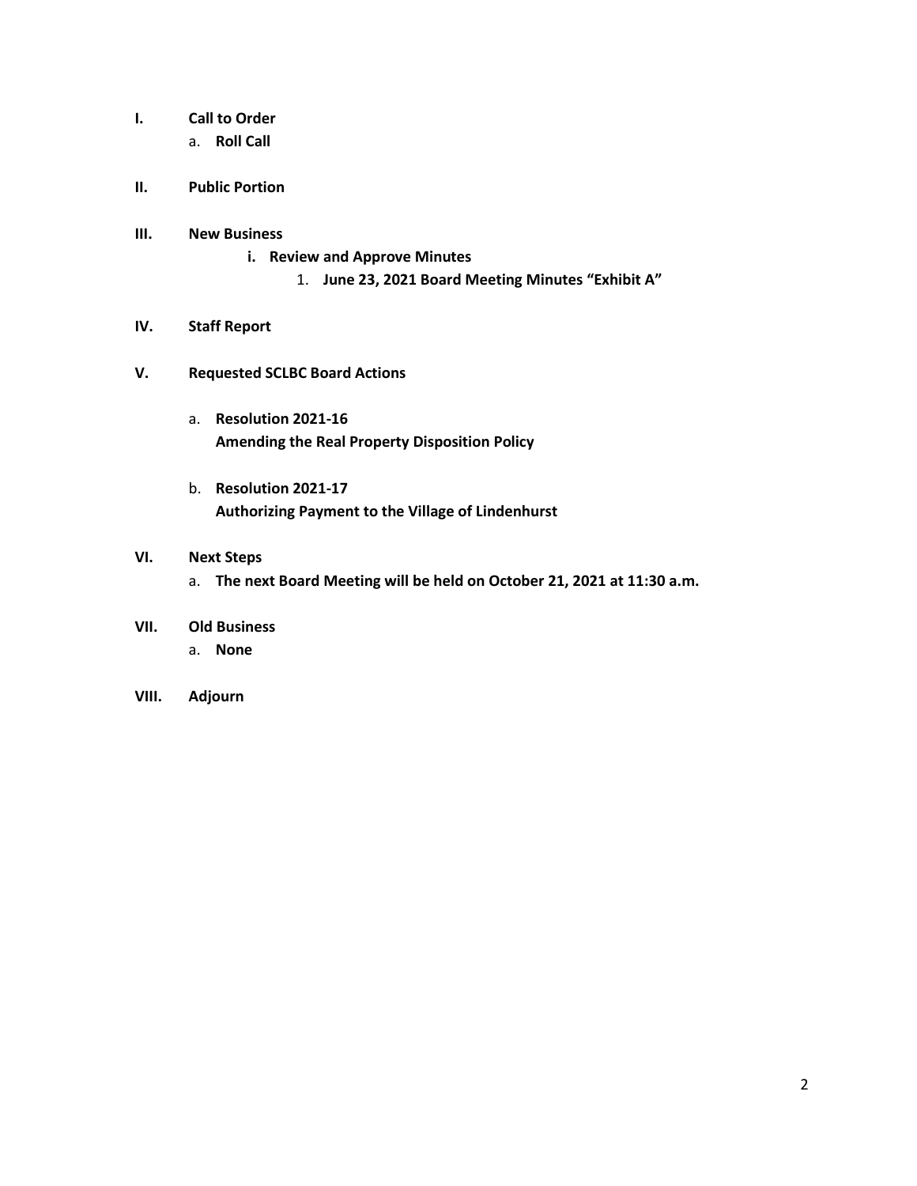**I.** **Call to Order**

a. **Roll Call**

**II.** **Public Portion**

**III.** **New Business**

i. **Review and Approve Minutes**

1. **June 23, 2021 Board Meeting Minutes "Exhibit A"**

**IV.** **Staff Report**

**V.** **Requested SCLBC Board Actions**

a. **Resolution 2021-16**
**Amending the Real Property Disposition Policy**

b. **Resolution 2021-17**
**Authorizing Payment to the Village of Lindenhurst**

**VI.** **Next Steps**

a. **The next Board Meeting will be held on October 21, 2021 at 11:30 a.m.**

**VII.** **Old Business**

a. **None**

**VIII.** **Adjourn**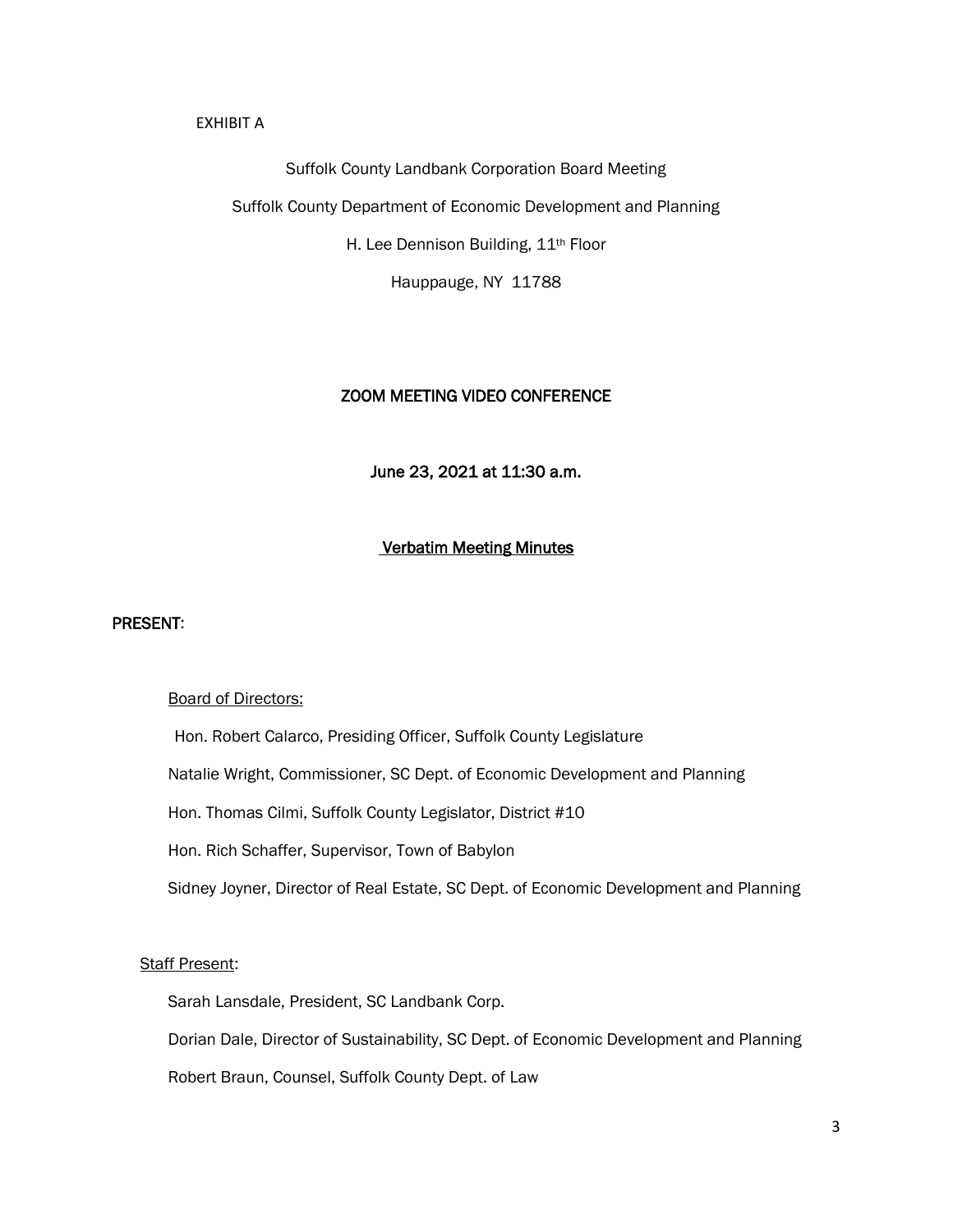EXHIBIT A

Suffolk County Landbank Corporation Board Meeting

Suffolk County Department of Economic Development and Planning

H. Lee Dennison Building, 11th Floor

Hauppauge, NY 11788

**ZOOM MEETING VIDEO CONFERENCE**

**June 23, 2021 at 11:30 a.m.**

**Verbatim Meeting Minutes**

**PRESENT**:

Board of Directors:

Hon. Robert Calarco, Presiding Officer, Suffolk County Legislature

Natalie Wright, Commissioner, SC Dept. of Economic Development and Planning

Hon. Thomas Cilmi, Suffolk County Legislator, District #10

Hon. Rich Schaffer, Supervisor, Town of Babylon

Sidney Joyner, Director of Real Estate, SC Dept. of Economic Development and Planning

Staff Present:

Sarah Lansdale, President, SC Landbank Corp.

Dorian Dale, Director of Sustainability, SC Dept. of Economic Development and Planning

Robert Braun, Counsel, Suffolk County Dept. of Law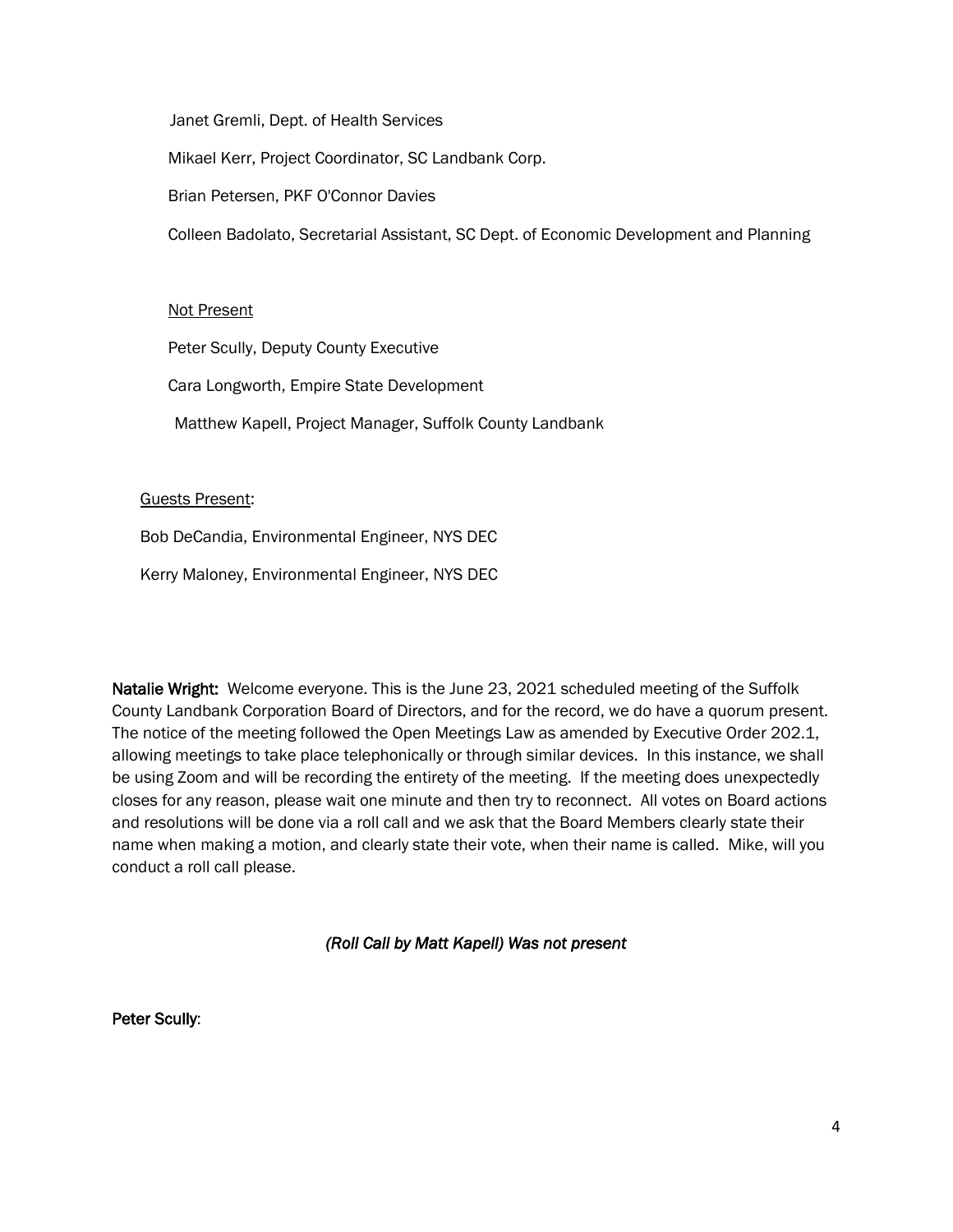Janet Gremli, Dept. of Health Services

Mikael Kerr, Project Coordinator, SC Landbank Corp.

Brian Petersen, PKF O'Connor Davies

Colleen Badolato, Secretarial Assistant, SC Dept. of Economic Development and Planning

Not Present

Peter Scully, Deputy County Executive

Cara Longworth, Empire State Development

Matthew Kapell, Project Manager, Suffolk County Landbank

Guests Present:

Bob DeCandia, Environmental Engineer, NYS DEC

Kerry Maloney, Environmental Engineer, NYS DEC

**Natalie Wright:** Welcome everyone. This is the June 23, 2021 scheduled meeting of the Suffolk County Landbank Corporation Board of Directors, and for the record, we do have a quorum present. The notice of the meeting followed the Open Meetings Law as amended by Executive Order 202.1, allowing meetings to take place telephonically or through similar devices. In this instance, we shall be using Zoom and will be recording the entirety of the meeting. If the meeting does unexpectedly closes for any reason, please wait one minute and then try to reconnect. All votes on Board actions and resolutions will be done via a roll call and we ask that the Board Members clearly state their name when making a motion, and clearly state their vote, when their name is called. Mike, will you conduct a roll call please.

*(Roll Call by Matt Kapell) Was not present*

**Peter Scully**: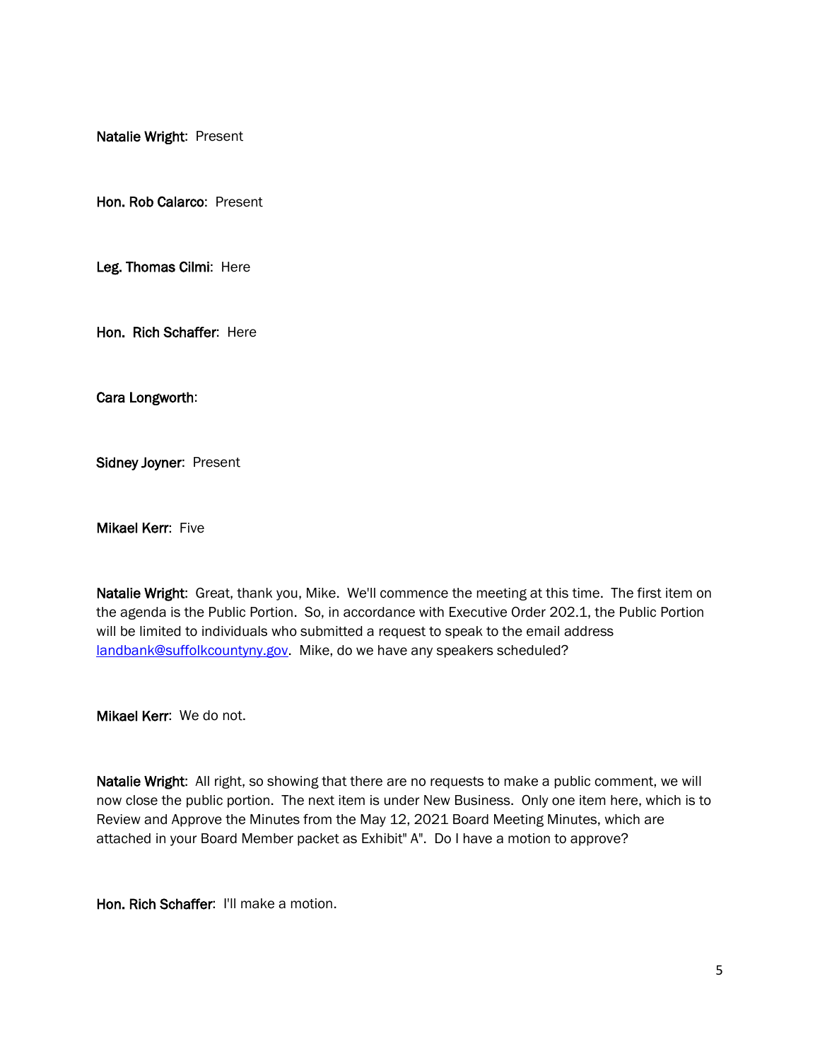**Natalie Wright**: Present

**Hon. Rob Calarco**: Present

**Leg. Thomas Cilmi**: Here

**Hon. Rich Schaffer**: Here

**Cara Longworth**:

**Sidney Joyner**: Present

**Mikael Kerr**: Five

**Natalie Wright**: Great, thank you, Mike. We'll commence the meeting at this time. The first item on the agenda is the Public Portion. So, in accordance with Executive Order 202.1, the Public Portion will be limited to individuals who submitted a request to speak to the email address [landbank@suffolkcountyny.gov](mailto:landbank@suffolkcountyny.gov). Mike, do we have any speakers scheduled?

**Mikael Kerr**: We do not.

**Natalie Wright**: All right, so showing that there are no requests to make a public comment, we will now close the public portion. The next item is under New Business. Only one item here, which is to Review and Approve the Minutes from the May 12, 2021 Board Meeting Minutes, which are attached in your Board Member packet as Exhibit" A". Do I have a motion to approve?

**Hon. Rich Schaffer**: I'll make a motion.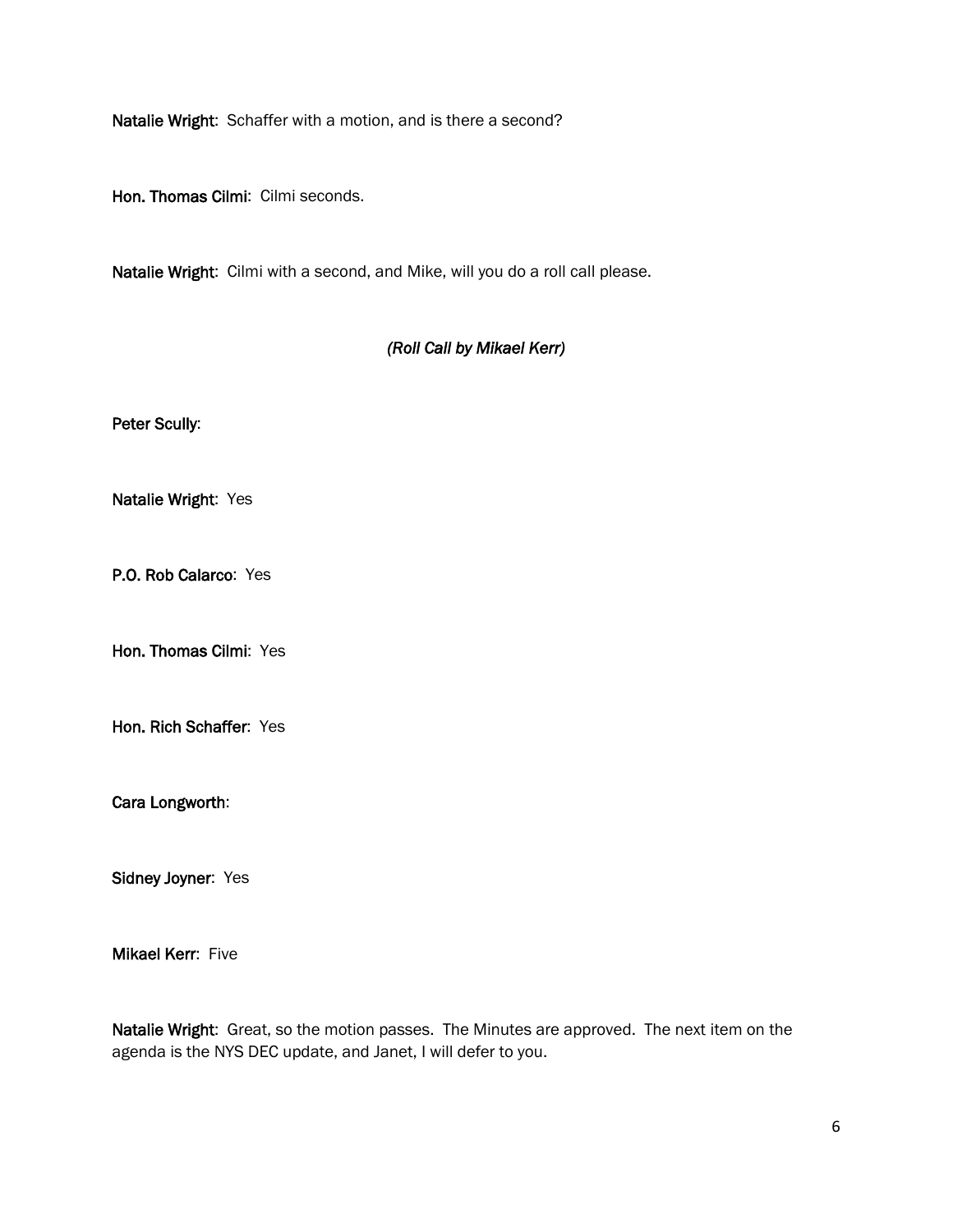**Natalie Wright**: Schaffer with a motion, and is there a second?

**Hon. Thomas Cilmi**: Cilmi seconds.

**Natalie Wright**: Cilmi with a second, and Mike, will you do a roll call please.

*(Roll Call by Mikael Kerr)*

**Peter Scully**:

**Natalie Wright**: Yes

**P.O. Rob Calarco**: Yes

**Hon. Thomas Cilmi**: Yes

**Hon. Rich Schaffer**: Yes

**Cara Longworth**:

**Sidney Joyner**: Yes

**Mikael Kerr**: Five

**Natalie Wright**: Great, so the motion passes. The Minutes are approved. The next item on the agenda is the NYS DEC update, and Janet, I will defer to you.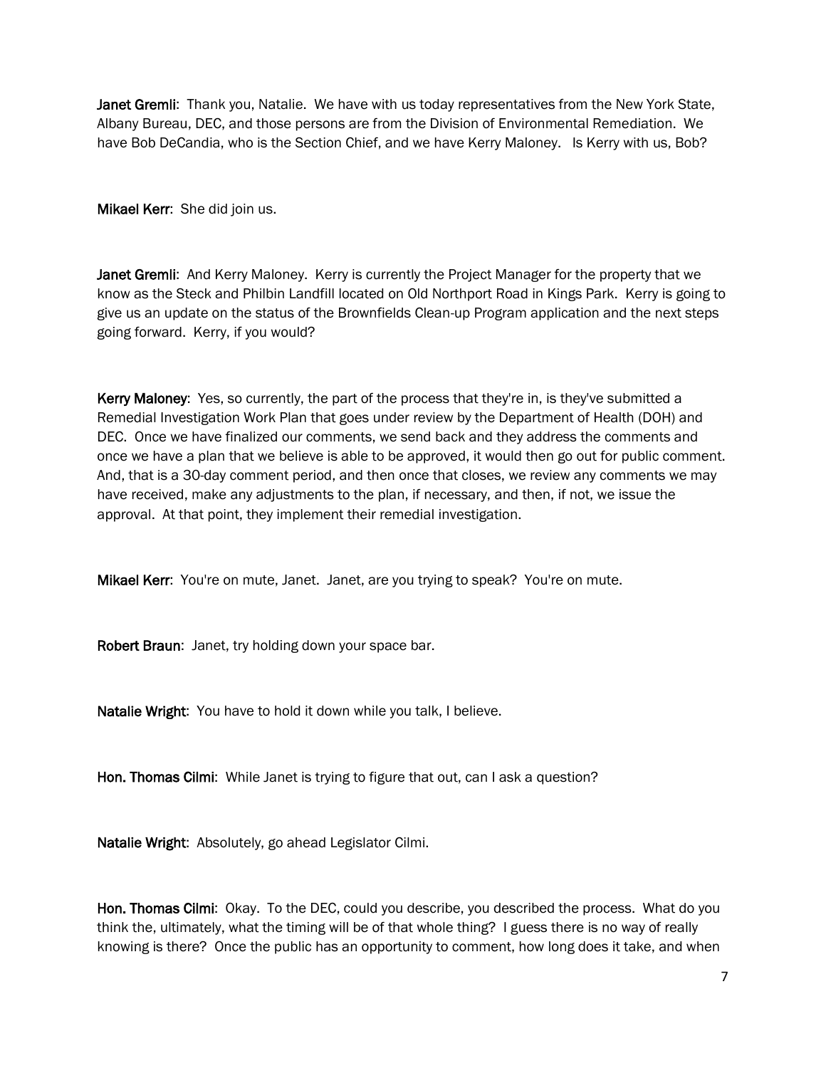**Janet Gremli**: Thank you, Natalie. We have with us today representatives from the New York State, Albany Bureau, DEC, and those persons are from the Division of Environmental Remediation. We have Bob DeCandia, who is the Section Chief, and we have Kerry Maloney. Is Kerry with us, Bob?

**Mikael Kerr**: She did join us.

**Janet Gremli**: And Kerry Maloney. Kerry is currently the Project Manager for the property that we know as the Steck and Philbin Landfill located on Old Northport Road in Kings Park. Kerry is going to give us an update on the status of the Brownfields Clean-up Program application and the next steps going forward. Kerry, if you would?

**Kerry Maloney**: Yes, so currently, the part of the process that they're in, is they've submitted a Remedial Investigation Work Plan that goes under review by the Department of Health (DOH) and DEC. Once we have finalized our comments, we send back and they address the comments and once we have a plan that we believe is able to be approved, it would then go out for public comment. And, that is a 30-day comment period, and then once that closes, we review any comments we may have received, make any adjustments to the plan, if necessary, and then, if not, we issue the approval. At that point, they implement their remedial investigation.

**Mikael Kerr**: You're on mute, Janet. Janet, are you trying to speak? You're on mute.

**Robert Braun**: Janet, try holding down your space bar.

**Natalie Wright**: You have to hold it down while you talk, I believe.

**Hon. Thomas Cilmi**: While Janet is trying to figure that out, can I ask a question?

**Natalie Wright**: Absolutely, go ahead Legislator Cilmi.

**Hon. Thomas Cilmi**: Okay. To the DEC, could you describe, you described the process. What do you think the, ultimately, what the timing will be of that whole thing? I guess there is no way of really knowing is there? Once the public has an opportunity to comment, how long does it take, and when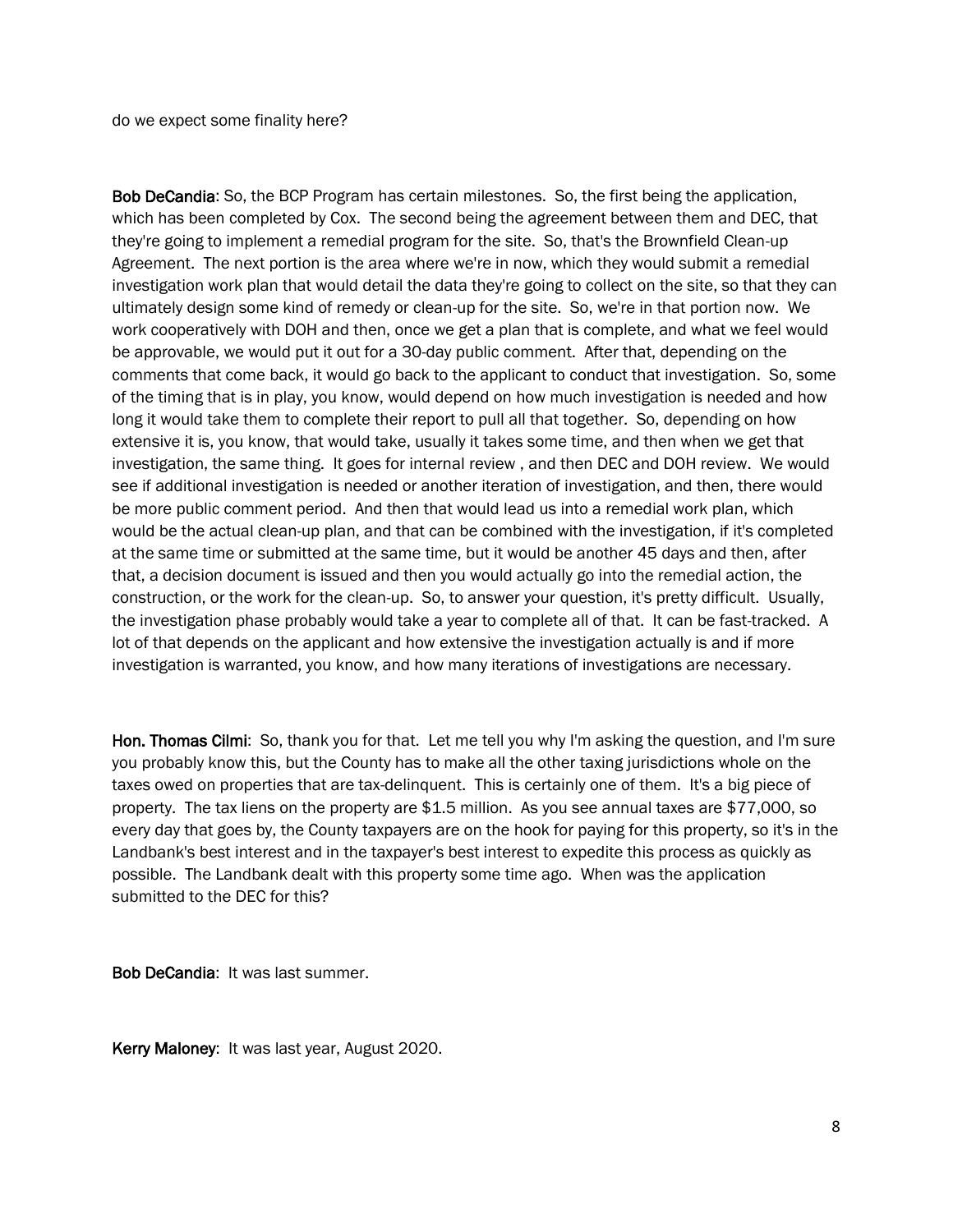do we expect some finality here?

**Bob DeCandia**: So, the BCP Program has certain milestones. So, the first being the application, which has been completed by Cox. The second being the agreement between them and DEC, that they're going to implement a remedial program for the site. So, that's the Brownfield Clean-up Agreement. The next portion is the area where we're in now, which they would submit a remedial investigation work plan that would detail the data they're going to collect on the site, so that they can ultimately design some kind of remedy or clean-up for the site. So, we're in that portion now. We work cooperatively with DOH and then, once we get a plan that is complete, and what we feel would be approvable, we would put it out for a 30-day public comment. After that, depending on the comments that come back, it would go back to the applicant to conduct that investigation. So, some of the timing that is in play, you know, would depend on how much investigation is needed and how long it would take them to complete their report to pull all that together. So, depending on how extensive it is, you know, that would take, usually it takes some time, and then when we get that investigation, the same thing. It goes for internal review , and then DEC and DOH review. We would see if additional investigation is needed or another iteration of investigation, and then, there would be more public comment period. And then that would lead us into a remedial work plan, which would be the actual clean-up plan, and that can be combined with the investigation, if it's completed at the same time or submitted at the same time, but it would be another 45 days and then, after that, a decision document is issued and then you would actually go into the remedial action, the construction, or the work for the clean-up. So, to answer your question, it's pretty difficult. Usually, the investigation phase probably would take a year to complete all of that. It can be fast-tracked. A lot of that depends on the applicant and how extensive the investigation actually is and if more investigation is warranted, you know, and how many iterations of investigations are necessary.

**Hon. Thomas Cilmi**: So, thank you for that. Let me tell you why I'm asking the question, and I'm sure you probably know this, but the County has to make all the other taxing jurisdictions whole on the taxes owed on properties that are tax-delinquent. This is certainly one of them. It's a big piece of property. The tax liens on the property are $1.5 million. As you see annual taxes are $77,000, so every day that goes by, the County taxpayers are on the hook for paying for this property, so it's in the Landbank's best interest and in the taxpayer's best interest to expedite this process as quickly as possible. The Landbank dealt with this property some time ago. When was the application submitted to the DEC for this?

**Bob DeCandia**: It was last summer.

**Kerry Maloney**: It was last year, August 2020.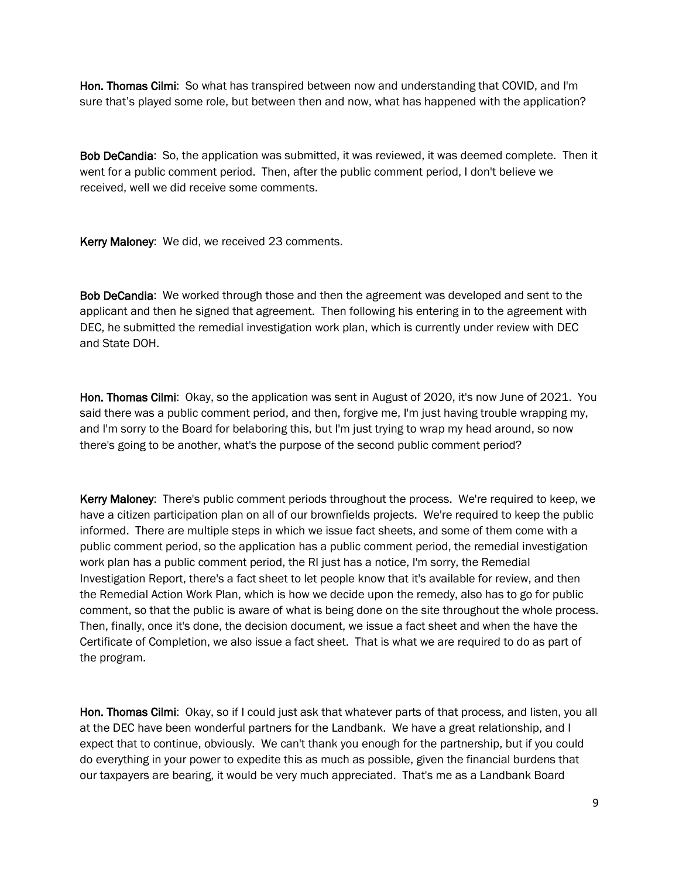**Hon. Thomas Cilmi**: So what has transpired between now and understanding that COVID, and I'm sure that's played some role, but between then and now, what has happened with the application?

**Bob DeCandia**: So, the application was submitted, it was reviewed, it was deemed complete. Then it went for a public comment period. Then, after the public comment period, I don't believe we received, well we did receive some comments.

**Kerry Maloney**: We did, we received 23 comments.

**Bob DeCandia**: We worked through those and then the agreement was developed and sent to the applicant and then he signed that agreement. Then following his entering in to the agreement with DEC, he submitted the remedial investigation work plan, which is currently under review with DEC and State DOH.

**Hon. Thomas Cilmi**: Okay, so the application was sent in August of 2020, it's now June of 2021. You said there was a public comment period, and then, forgive me, I'm just having trouble wrapping my, and I'm sorry to the Board for belaboring this, but I'm just trying to wrap my head around, so now there's going to be another, what's the purpose of the second public comment period?

**Kerry Maloney**: There's public comment periods throughout the process. We're required to keep, we have a citizen participation plan on all of our brownfields projects. We're required to keep the public informed. There are multiple steps in which we issue fact sheets, and some of them come with a public comment period, so the application has a public comment period, the remedial investigation work plan has a public comment period, the RI just has a notice, I'm sorry, the Remedial Investigation Report, there's a fact sheet to let people know that it's available for review, and then the Remedial Action Work Plan, which is how we decide upon the remedy, also has to go for public comment, so that the public is aware of what is being done on the site throughout the whole process. Then, finally, once it's done, the decision document, we issue a fact sheet and when the have the Certificate of Completion, we also issue a fact sheet. That is what we are required to do as part of the program.

**Hon. Thomas Cilmi**: Okay, so if I could just ask that whatever parts of that process, and listen, you all at the DEC have been wonderful partners for the Landbank. We have a great relationship, and I expect that to continue, obviously. We can't thank you enough for the partnership, but if you could do everything in your power to expedite this as much as possible, given the financial burdens that our taxpayers are bearing, it would be very much appreciated. That's me as a Landbank Board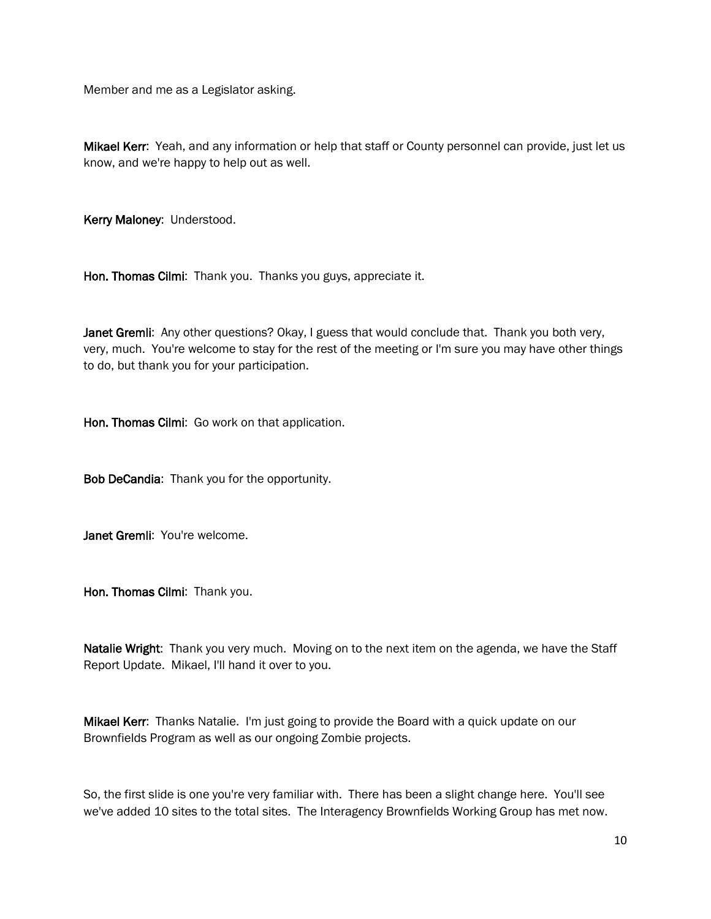Member and me as a Legislator asking.

**Mikael Kerr**: Yeah, and any information or help that staff or County personnel can provide, just let us know, and we're happy to help out as well.

**Kerry Maloney**: Understood.

**Hon. Thomas Cilmi**: Thank you. Thanks you guys, appreciate it.

**Janet Gremli**: Any other questions? Okay, I guess that would conclude that. Thank you both very, very, much. You're welcome to stay for the rest of the meeting or I'm sure you may have other things to do, but thank you for your participation.

**Hon. Thomas Cilmi**: Go work on that application.

**Bob DeCandia**: Thank you for the opportunity.

**Janet Gremli**: You're welcome.

**Hon. Thomas Cilmi**: Thank you.

**Natalie Wright**: Thank you very much. Moving on to the next item on the agenda, we have the Staff Report Update. Mikael, I'll hand it over to you.

**Mikael Kerr**: Thanks Natalie. I'm just going to provide the Board with a quick update on our Brownfields Program as well as our ongoing Zombie projects.

So, the first slide is one you're very familiar with. There has been a slight change here. You'll see we've added 10 sites to the total sites. The Interagency Brownfields Working Group has met now.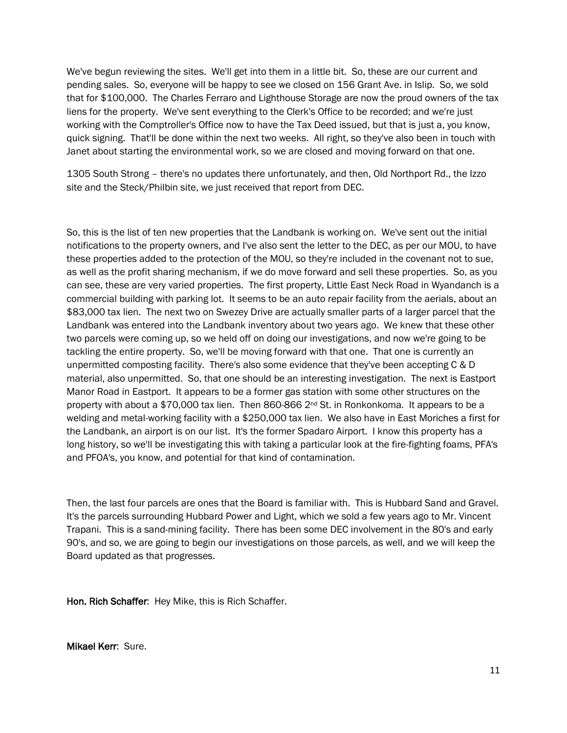We've begun reviewing the sites. We'll get into them in a little bit. So, these are our current and pending sales. So, everyone will be happy to see we closed on 156 Grant Ave. in Islip. So, we sold that for $100,000. The Charles Ferraro and Lighthouse Storage are now the proud owners of the tax liens for the property. We've sent everything to the Clerk's Office to be recorded; and we're just working with the Comptroller's Office now to have the Tax Deed issued, but that is just a, you know, quick signing. That'll be done within the next two weeks. All right, so they've also been in touch with Janet about starting the environmental work, so we are closed and moving forward on that one.

1305 South Strong – there's no updates there unfortunately, and then, Old Northport Rd., the Izzo site and the Steck/Philbin site, we just received that report from DEC.

So, this is the list of ten new properties that the Landbank is working on. We've sent out the initial notifications to the property owners, and I've also sent the letter to the DEC, as per our MOU, to have these properties added to the protection of the MOU, so they're included in the covenant not to sue, as well as the profit sharing mechanism, if we do move forward and sell these properties. So, as you can see, these are very varied properties. The first property, Little East Neck Road in Wyandanch is a commercial building with parking lot. It seems to be an auto repair facility from the aerials, about an $83,000 tax lien. The next two on Swezey Drive are actually smaller parts of a larger parcel that the Landbank was entered into the Landbank inventory about two years ago. We knew that these other two parcels were coming up, so we held off on doing our investigations, and now we're going to be tackling the entire property. So, we'll be moving forward with that one. That one is currently an unpermitted composting facility. There's also some evidence that they've been accepting C & D material, also unpermitted. So, that one should be an interesting investigation. The next is Eastport Manor Road in Eastport. It appears to be a former gas station with some other structures on the property with about a $70,000 tax lien. Then 860-866 2nd St. in Ronkonkoma. It appears to be a welding and metal-working facility with a $250,000 tax lien. We also have in East Moriches a first for the Landbank, an airport is on our list. It's the former Spadaro Airport. I know this property has a long history, so we'll be investigating this with taking a particular look at the fire-fighting foams, PFA's and PFOA's, you know, and potential for that kind of contamination.

Then, the last four parcels are ones that the Board is familiar with. This is Hubbard Sand and Gravel. It's the parcels surrounding Hubbard Power and Light, which we sold a few years ago to Mr. Vincent Trapani. This is a sand-mining facility. There has been some DEC involvement in the 80's and early 90's, and so, we are going to begin our investigations on those parcels, as well, and we will keep the Board updated as that progresses.

**Hon. Rich Schaffer**: Hey Mike, this is Rich Schaffer.

**Mikael Kerr**: Sure.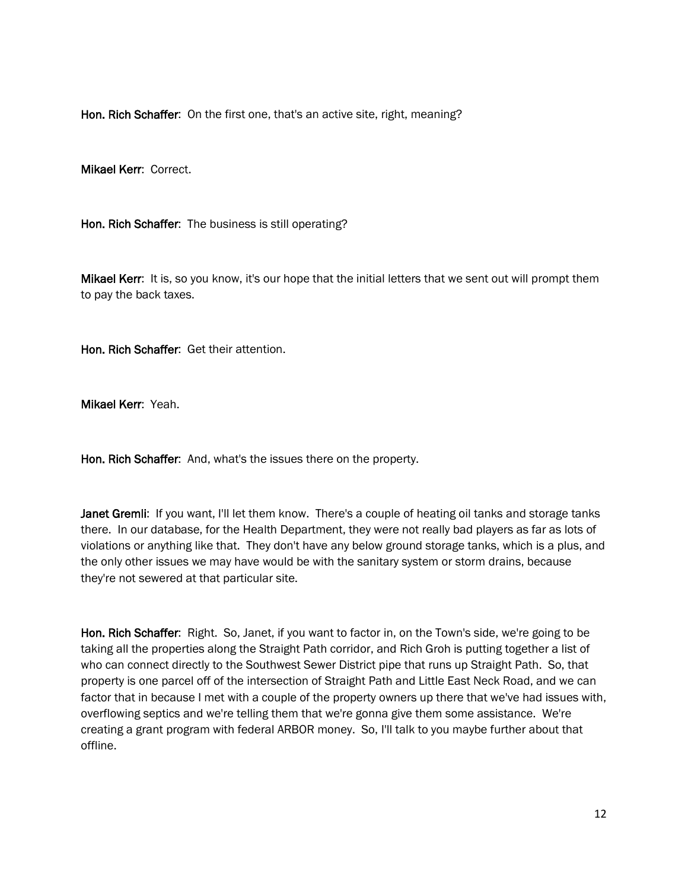**Hon. Rich Schaffer**: On the first one, that's an active site, right, meaning?

**Mikael Kerr**: Correct.

**Hon. Rich Schaffer**: The business is still operating?

**Mikael Kerr**: It is, so you know, it's our hope that the initial letters that we sent out will prompt them to pay the back taxes.

**Hon. Rich Schaffer**: Get their attention.

**Mikael Kerr**: Yeah.

**Hon. Rich Schaffer**: And, what's the issues there on the property.

**Janet Gremli**: If you want, I'll let them know. There's a couple of heating oil tanks and storage tanks there. In our database, for the Health Department, they were not really bad players as far as lots of violations or anything like that. They don't have any below ground storage tanks, which is a plus, and the only other issues we may have would be with the sanitary system or storm drains, because they're not sewered at that particular site.

**Hon. Rich Schaffer**: Right. So, Janet, if you want to factor in, on the Town's side, we're going to be taking all the properties along the Straight Path corridor, and Rich Groh is putting together a list of who can connect directly to the Southwest Sewer District pipe that runs up Straight Path. So, that property is one parcel off of the intersection of Straight Path and Little East Neck Road, and we can factor that in because I met with a couple of the property owners up there that we've had issues with, overflowing septics and we're telling them that we're gonna give them some assistance. We're creating a grant program with federal ARBOR money. So, I'll talk to you maybe further about that offline.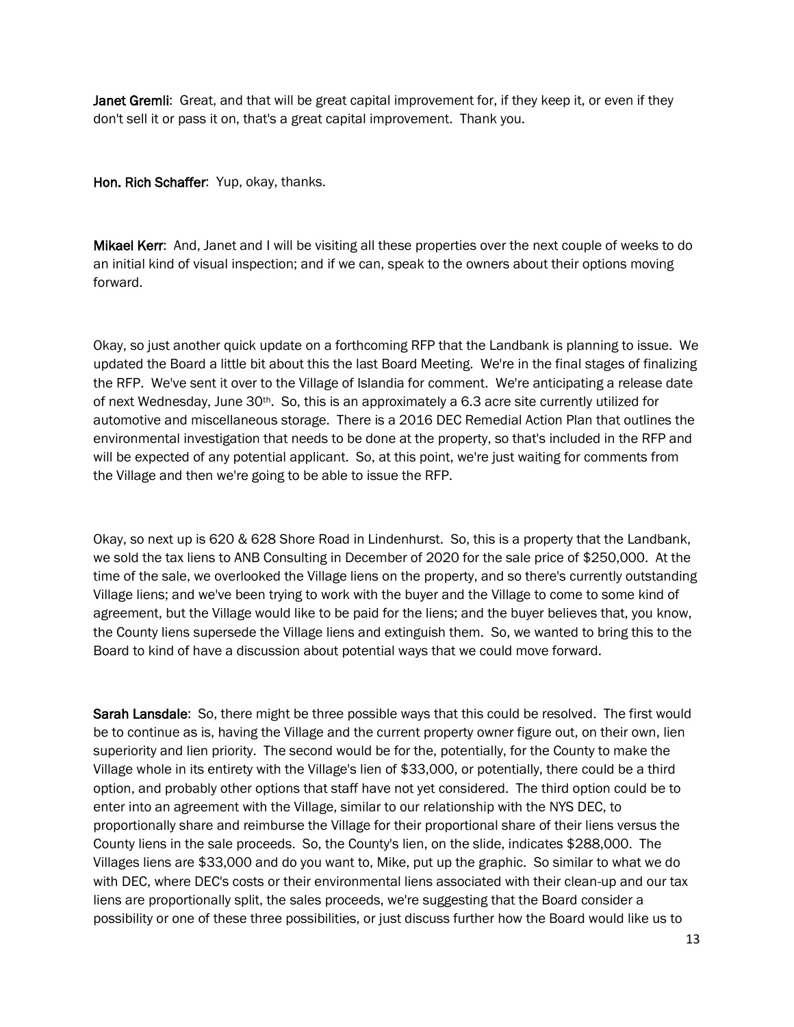**Janet Gremli**: Great, and that will be great capital improvement for, if they keep it, or even if they don't sell it or pass it on, that's a great capital improvement. Thank you.

**Hon. Rich Schaffer**: Yup, okay, thanks.

**Mikael Kerr**: And, Janet and I will be visiting all these properties over the next couple of weeks to do an initial kind of visual inspection; and if we can, speak to the owners about their options moving forward.

Okay, so just another quick update on a forthcoming RFP that the Landbank is planning to issue. We updated the Board a little bit about this the last Board Meeting. We're in the final stages of finalizing the RFP. We've sent it over to the Village of Islandia for comment. We're anticipating a release date of next Wednesday, June 30th. So, this is an approximately a 6.3 acre site currently utilized for automotive and miscellaneous storage. There is a 2016 DEC Remedial Action Plan that outlines the environmental investigation that needs to be done at the property, so that's included in the RFP and will be expected of any potential applicant. So, at this point, we're just waiting for comments from the Village and then we're going to be able to issue the RFP.

Okay, so next up is 620 & 628 Shore Road in Lindenhurst. So, this is a property that the Landbank, we sold the tax liens to ANB Consulting in December of 2020 for the sale price of $250,000. At the time of the sale, we overlooked the Village liens on the property, and so there's currently outstanding Village liens; and we've been trying to work with the buyer and the Village to come to some kind of agreement, but the Village would like to be paid for the liens; and the buyer believes that, you know, the County liens supersede the Village liens and extinguish them. So, we wanted to bring this to the Board to kind of have a discussion about potential ways that we could move forward.

**Sarah Lansdale**: So, there might be three possible ways that this could be resolved. The first would be to continue as is, having the Village and the current property owner figure out, on their own, lien superiority and lien priority. The second would be for the, potentially, for the County to make the Village whole in its entirety with the Village's lien of $33,000, or potentially, there could be a third option, and probably other options that staff have not yet considered. The third option could be to enter into an agreement with the Village, similar to our relationship with the NYS DEC, to proportionally share and reimburse the Village for their proportional share of their liens versus the County liens in the sale proceeds. So, the County's lien, on the slide, indicates $288,000. The Villages liens are $33,000 and do you want to, Mike, put up the graphic. So similar to what we do with DEC, where DEC's costs or their environmental liens associated with their clean-up and our tax liens are proportionally split, the sales proceeds, we're suggesting that the Board consider a possibility or one of these three possibilities, or just discuss further how the Board would like us to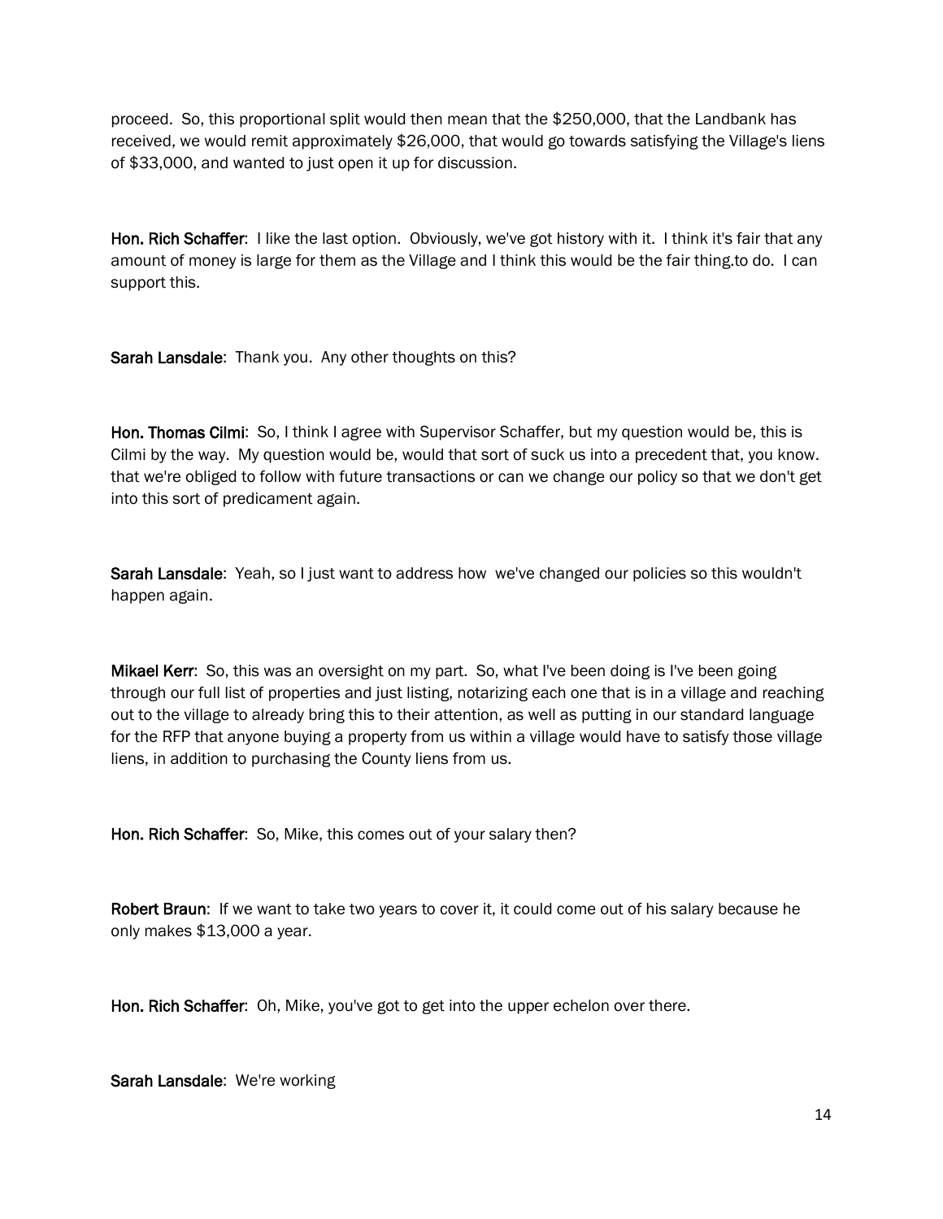proceed. So, this proportional split would then mean that the $250,000, that the Landbank has received, we would remit approximately $26,000, that would go towards satisfying the Village's liens of $33,000, and wanted to just open it up for discussion.

**Hon. Rich Schaffer**: I like the last option. Obviously, we've got history with it. I think it's fair that any amount of money is large for them as the Village and I think this would be the fair thing.to do. I can support this.

**Sarah Lansdale**: Thank you. Any other thoughts on this?

**Hon. Thomas Cilmi**: So, I think I agree with Supervisor Schaffer, but my question would be, this is Cilmi by the way. My question would be, would that sort of suck us into a precedent that, you know. that we're obliged to follow with future transactions or can we change our policy so that we don't get into this sort of predicament again.

**Sarah Lansdale**: Yeah, so I just want to address how we've changed our policies so this wouldn't happen again.

**Mikael Kerr**: So, this was an oversight on my part. So, what I've been doing is I've been going through our full list of properties and just listing, notarizing each one that is in a village and reaching out to the village to already bring this to their attention, as well as putting in our standard language for the RFP that anyone buying a property from us within a village would have to satisfy those village liens, in addition to purchasing the County liens from us.

**Hon. Rich Schaffer**: So, Mike, this comes out of your salary then?

**Robert Braun**: If we want to take two years to cover it, it could come out of his salary because he only makes $13,000 a year.

**Hon. Rich Schaffer**: Oh, Mike, you've got to get into the upper echelon over there.

**Sarah Lansdale**: We're working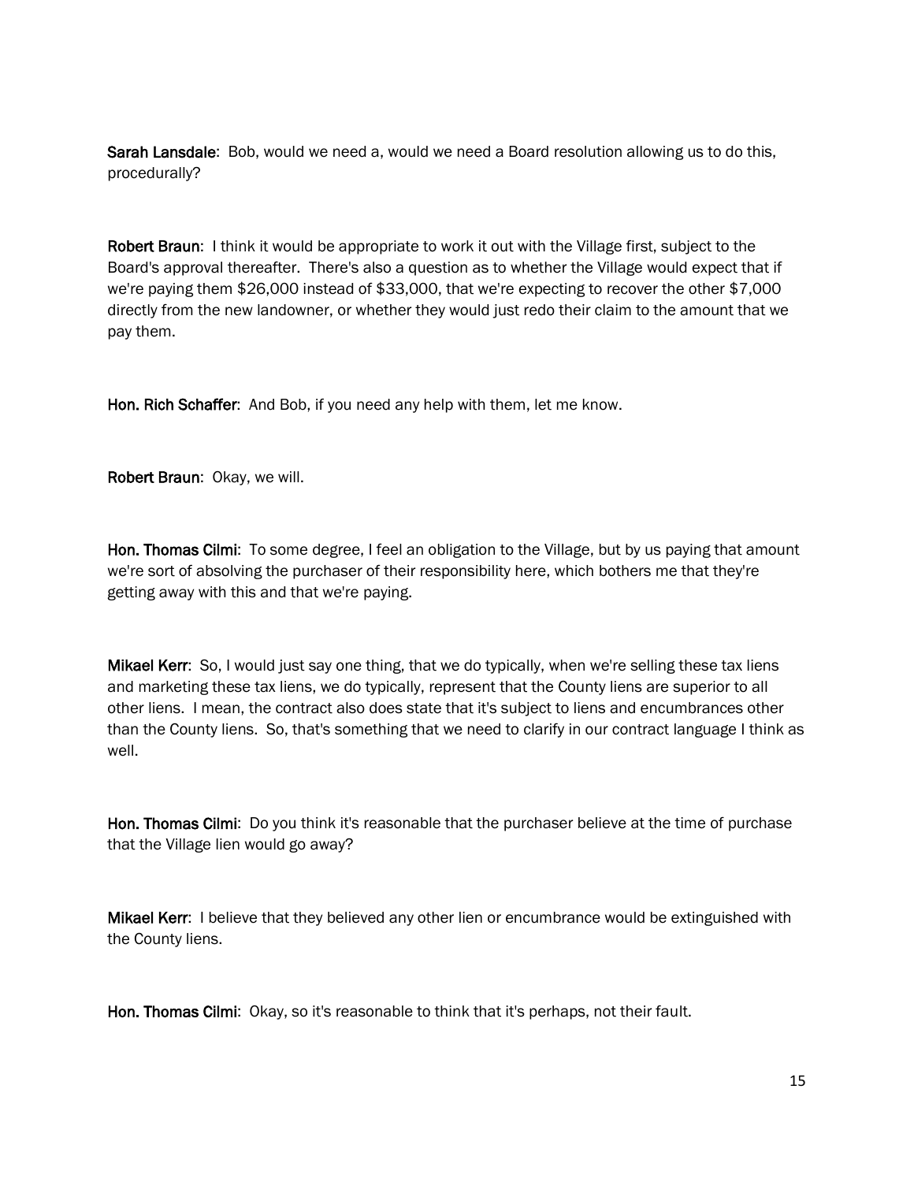**Sarah Lansdale**: Bob, would we need a, would we need a Board resolution allowing us to do this, procedurally?

**Robert Braun**: I think it would be appropriate to work it out with the Village first, subject to the Board's approval thereafter. There's also a question as to whether the Village would expect that if we're paying them $26,000 instead of $33,000, that we're expecting to recover the other $7,000 directly from the new landowner, or whether they would just redo their claim to the amount that we pay them.

**Hon. Rich Schaffer**: And Bob, if you need any help with them, let me know.

**Robert Braun**: Okay, we will.

**Hon. Thomas Cilmi**: To some degree, I feel an obligation to the Village, but by us paying that amount we're sort of absolving the purchaser of their responsibility here, which bothers me that they're getting away with this and that we're paying.

**Mikael Kerr**: So, I would just say one thing, that we do typically, when we're selling these tax liens and marketing these tax liens, we do typically, represent that the County liens are superior to all other liens. I mean, the contract also does state that it's subject to liens and encumbrances other than the County liens. So, that's something that we need to clarify in our contract language I think as well.

**Hon. Thomas Cilmi**: Do you think it's reasonable that the purchaser believe at the time of purchase that the Village lien would go away?

**Mikael Kerr**: I believe that they believed any other lien or encumbrance would be extinguished with the County liens.

**Hon. Thomas Cilmi**: Okay, so it's reasonable to think that it's perhaps, not their fault.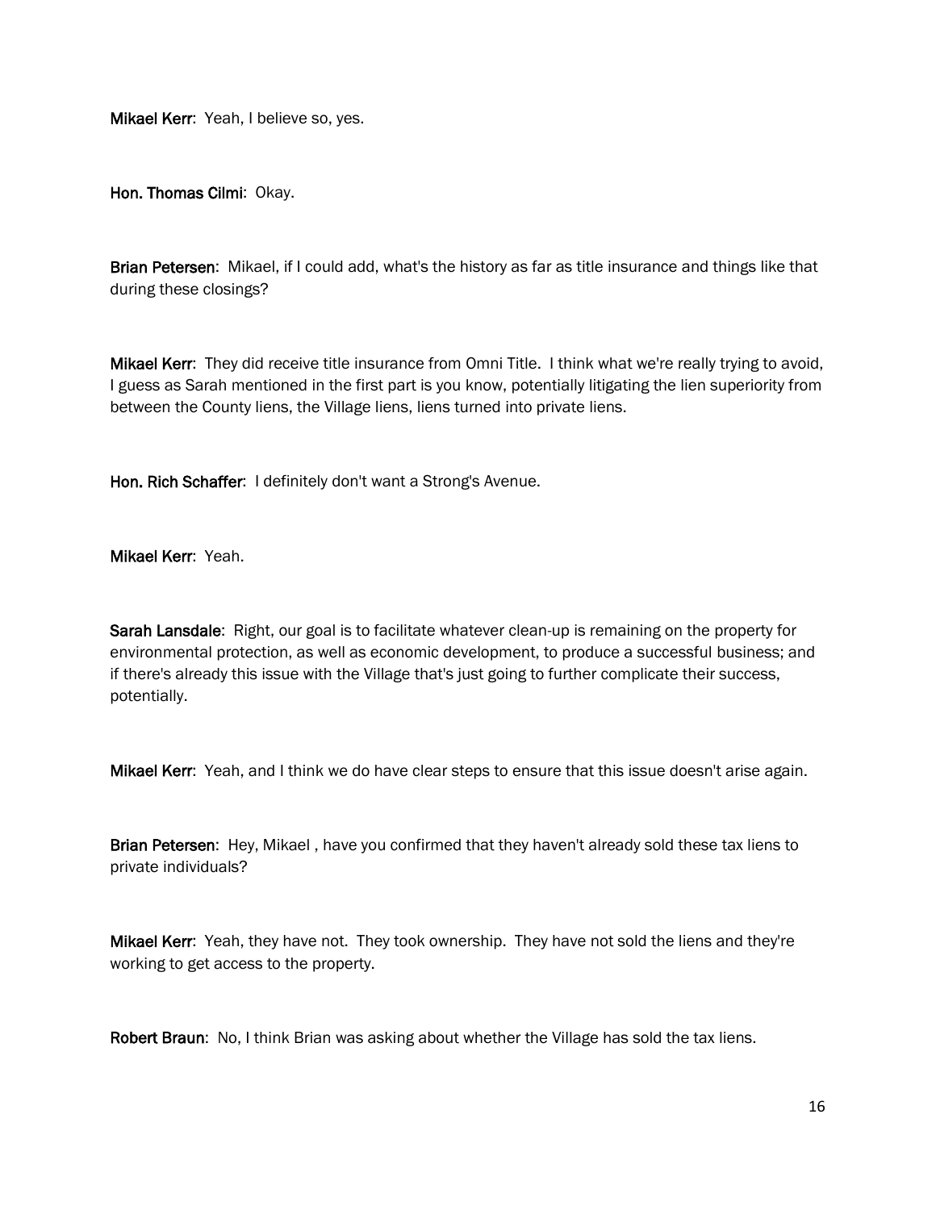**Mikael Kerr**: Yeah, I believe so, yes.

**Hon. Thomas Cilmi**: Okay.

**Brian Petersen**: Mikael, if I could add, what's the history as far as title insurance and things like that during these closings?

**Mikael Kerr**: They did receive title insurance from Omni Title. I think what we're really trying to avoid, I guess as Sarah mentioned in the first part is you know, potentially litigating the lien superiority from between the County liens, the Village liens, liens turned into private liens.

**Hon. Rich Schaffer**: I definitely don't want a Strong's Avenue.

**Mikael Kerr**: Yeah.

**Sarah Lansdale**: Right, our goal is to facilitate whatever clean-up is remaining on the property for environmental protection, as well as economic development, to produce a successful business; and if there's already this issue with the Village that's just going to further complicate their success, potentially.

**Mikael Kerr**: Yeah, and I think we do have clear steps to ensure that this issue doesn't arise again.

**Brian Petersen**: Hey, Mikael , have you confirmed that they haven't already sold these tax liens to private individuals?

**Mikael Kerr**: Yeah, they have not. They took ownership. They have not sold the liens and they're working to get access to the property.

**Robert Braun**: No, I think Brian was asking about whether the Village has sold the tax liens.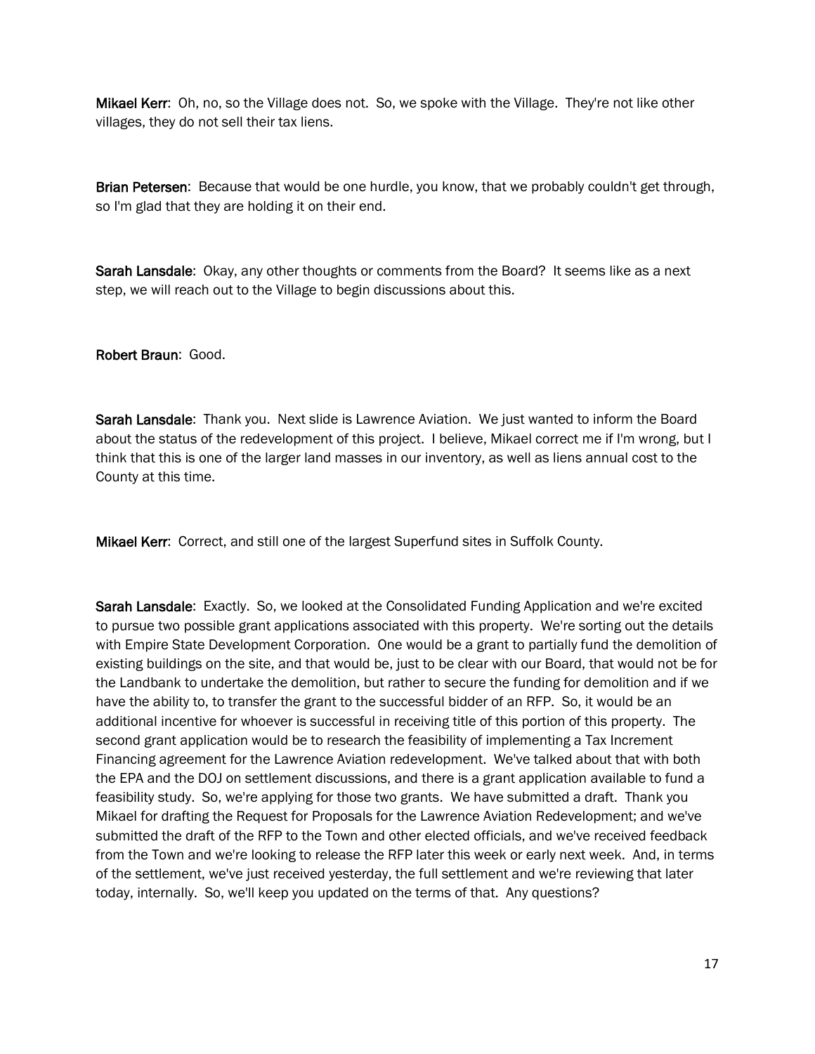**Mikael Kerr**: Oh, no, so the Village does not. So, we spoke with the Village. They're not like other villages, they do not sell their tax liens.

**Brian Petersen**: Because that would be one hurdle, you know, that we probably couldn't get through, so I'm glad that they are holding it on their end.

**Sarah Lansdale**: Okay, any other thoughts or comments from the Board? It seems like as a next step, we will reach out to the Village to begin discussions about this.

**Robert Braun**: Good.

**Sarah Lansdale**: Thank you. Next slide is Lawrence Aviation. We just wanted to inform the Board about the status of the redevelopment of this project. I believe, Mikael correct me if I'm wrong, but I think that this is one of the larger land masses in our inventory, as well as liens annual cost to the County at this time.

**Mikael Kerr**: Correct, and still one of the largest Superfund sites in Suffolk County.

**Sarah Lansdale**: Exactly. So, we looked at the Consolidated Funding Application and we're excited to pursue two possible grant applications associated with this property. We're sorting out the details with Empire State Development Corporation. One would be a grant to partially fund the demolition of existing buildings on the site, and that would be, just to be clear with our Board, that would not be for the Landbank to undertake the demolition, but rather to secure the funding for demolition and if we have the ability to, to transfer the grant to the successful bidder of an RFP. So, it would be an additional incentive for whoever is successful in receiving title of this portion of this property. The second grant application would be to research the feasibility of implementing a Tax Increment Financing agreement for the Lawrence Aviation redevelopment. We've talked about that with both the EPA and the DOJ on settlement discussions, and there is a grant application available to fund a feasibility study. So, we're applying for those two grants. We have submitted a draft. Thank you Mikael for drafting the Request for Proposals for the Lawrence Aviation Redevelopment; and we've submitted the draft of the RFP to the Town and other elected officials, and we've received feedback from the Town and we're looking to release the RFP later this week or early next week. And, in terms of the settlement, we've just received yesterday, the full settlement and we're reviewing that later today, internally. So, we'll keep you updated on the terms of that. Any questions?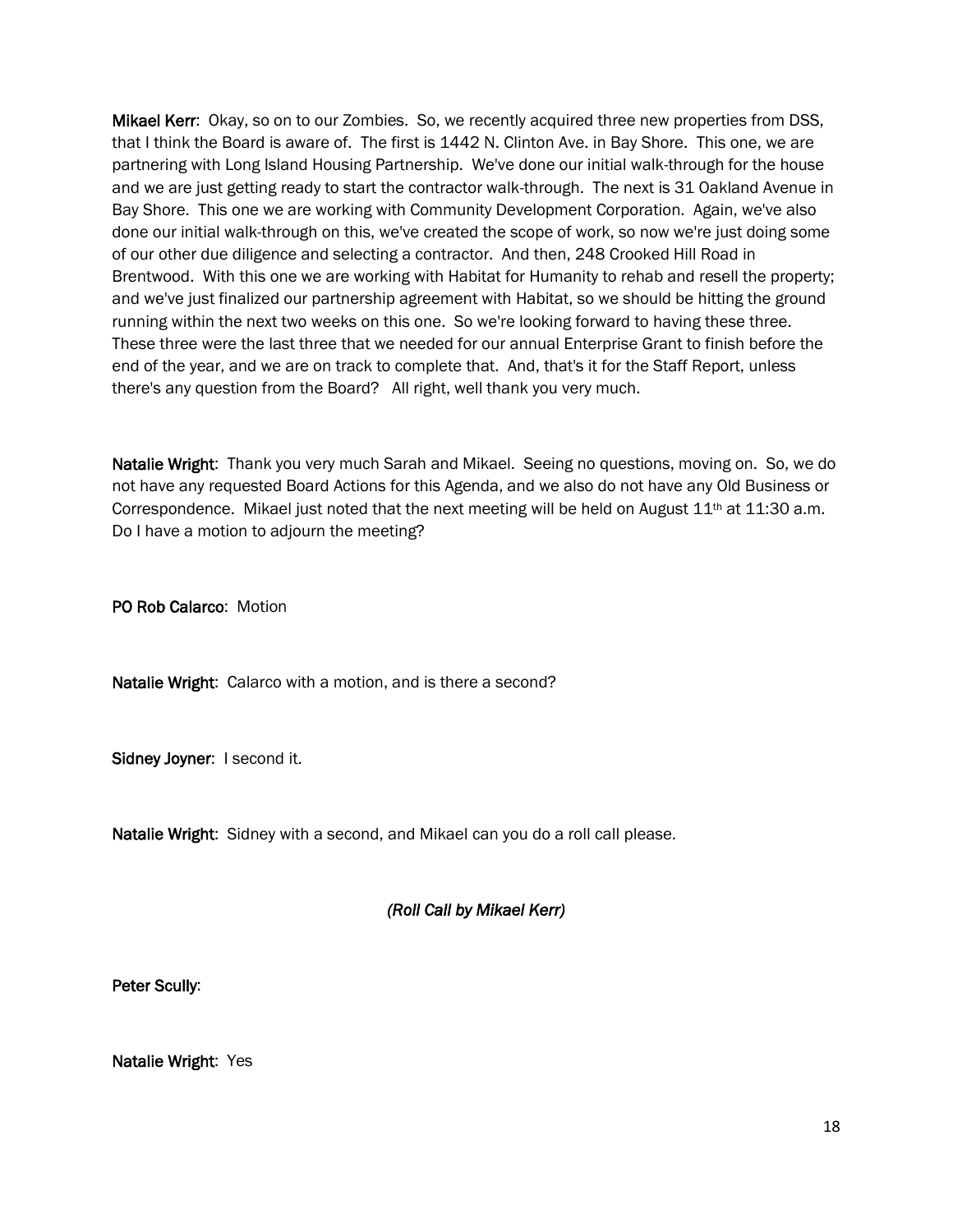**Mikael Kerr**: Okay, so on to our Zombies. So, we recently acquired three new properties from DSS, that I think the Board is aware of. The first is 1442 N. Clinton Ave. in Bay Shore. This one, we are partnering with Long Island Housing Partnership. We've done our initial walk-through for the house and we are just getting ready to start the contractor walk-through. The next is 31 Oakland Avenue in Bay Shore. This one we are working with Community Development Corporation. Again, we've also done our initial walk-through on this, we've created the scope of work, so now we're just doing some of our other due diligence and selecting a contractor. And then, 248 Crooked Hill Road in Brentwood. With this one we are working with Habitat for Humanity to rehab and resell the property; and we've just finalized our partnership agreement with Habitat, so we should be hitting the ground running within the next two weeks on this one. So we're looking forward to having these three. These three were the last three that we needed for our annual Enterprise Grant to finish before the end of the year, and we are on track to complete that. And, that's it for the Staff Report, unless there's any question from the Board? All right, well thank you very much.

**Natalie Wright**: Thank you very much Sarah and Mikael. Seeing no questions, moving on. So, we do not have any requested Board Actions for this Agenda, and we also do not have any Old Business or Correspondence. Mikael just noted that the next meeting will be held on August 11th at 11:30 a.m. Do I have a motion to adjourn the meeting?

**PO Rob Calarco**: Motion

**Natalie Wright**: Calarco with a motion, and is there a second?

**Sidney Joyner**: I second it.

**Natalie Wright**: Sidney with a second, and Mikael can you do a roll call please.

*(Roll Call by Mikael Kerr)*

**Peter Scully**:

**Natalie Wright**: Yes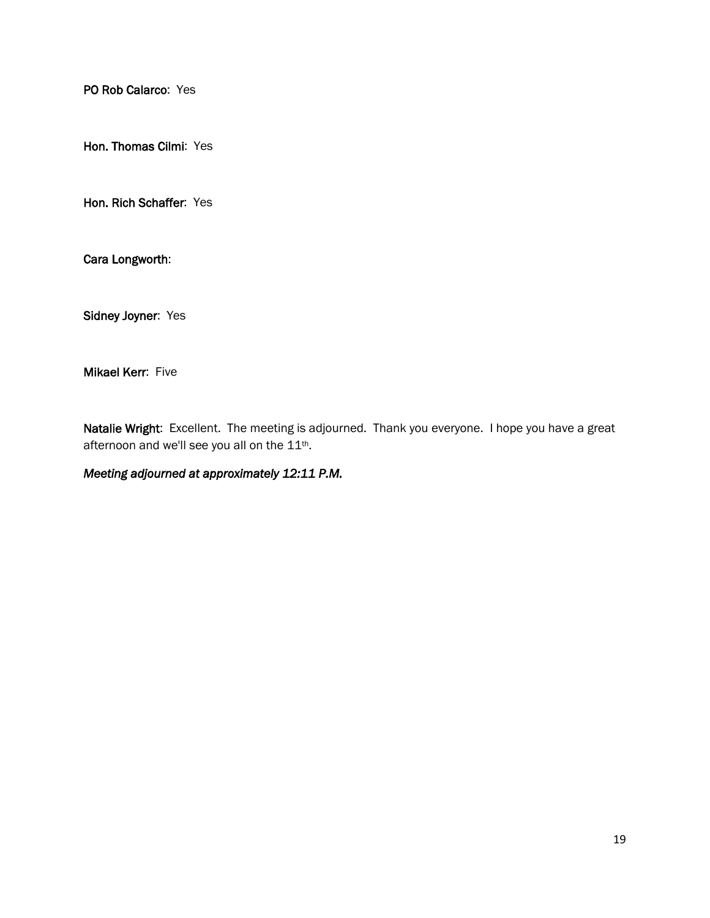**PO Rob Calarco**: Yes

**Hon. Thomas Cilmi**: Yes

**Hon. Rich Schaffer**: Yes

**Cara Longworth**:

**Sidney Joyner**: Yes

**Mikael Kerr**: Five

**Natalie Wright**: Excellent. The meeting is adjourned. Thank you everyone. I hope you have a great afternoon and we'll see you all on the 11th.

*Meeting adjourned at approximately 12:11 P.M.*